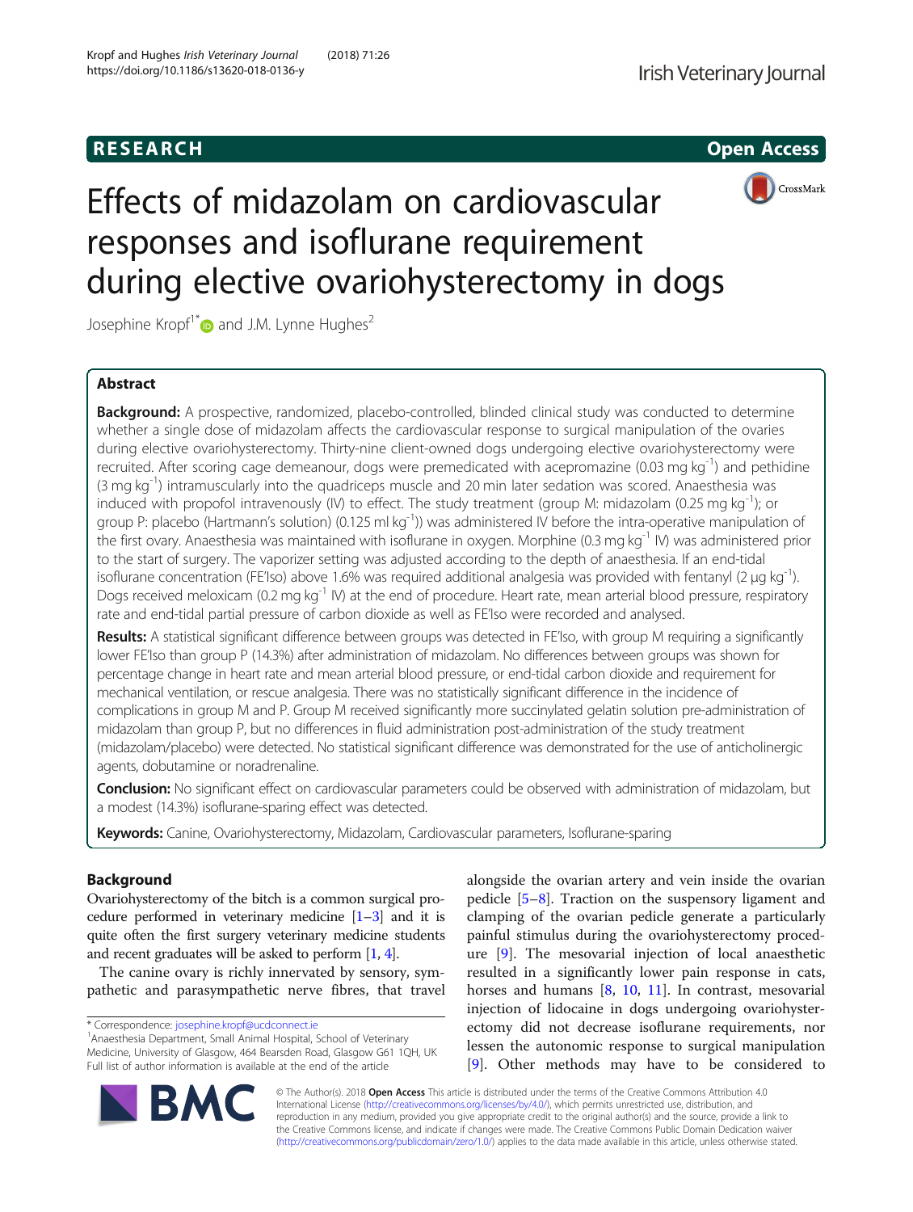RESEARCH

Open Access

# Effects of midazolam on cardiovascular responses and isoflurane requirement during elective ovariohysterectomy in dogs

Josephine Kropf[1*] and J.M. Lynne Hughes[2]

## Abstract

**Background:** A prospective, randomized, placebo-controlled, blinded clinical study was conducted to determine whether a single dose of midazolam affects the cardiovascular response to surgical manipulation of the ovaries during elective ovariohysterectomy. Thirty-nine client-owned dogs undergoing elective ovariohysterectomy were recruited. After scoring cage demeanour, dogs were premedicated with acepromazine (0.03 mg $kg^{-1}$) and pethidine (3 mg $kg^{-1}$) intramuscularly into the quadriceps muscle and 20 min later sedation was scored. Anaesthesia was induced with propofol intravenously (IV) to effect. The study treatment (group M: midazolam (0.25 mg $kg^{-1}$); or group P: placebo (Hartmann's solution) (0.125 ml $kg^{-1}$)) was administered IV before the intra-operative manipulation of the first ovary. Anaesthesia was maintained with isoflurane in oxygen. Morphine (0.3 mg $kg^{-1}$ IV) was administered prior to the start of surgery. The vaporizer setting was adjusted according to the depth of anaesthesia. If an end-tidal isoflurane concentration (FE'Iso) above 1.6% was required additional analgesia was provided with fentanyl (2 μg $kg^{-1}$). Dogs received meloxicam (0.2 mg $kg^{-1}$ IV) at the end of procedure. Heart rate, mean arterial blood pressure, respiratory rate and end-tidal partial pressure of carbon dioxide as well as FE'Iso were recorded and analysed.

**Results:** A statistical significant difference between groups was detected in FE'Iso, with group M requiring a significantly lower FE'Iso than group P (14.3%) after administration of midazolam. No differences between groups was shown for percentage change in heart rate and mean arterial blood pressure, or end-tidal carbon dioxide and requirement for mechanical ventilation, or rescue analgesia. There was no statistically significant difference in the incidence of complications in group M and P. Group M received significantly more succinylated gelatin solution pre-administration of midazolam than group P, but no differences in fluid administration post-administration of the study treatment (midazolam/placebo) were detected. No statistical significant difference was demonstrated for the use of anticholinergic agents, dobutamine or noradrenaline.

**Conclusion:** No significant effect on cardiovascular parameters could be observed with administration of midazolam, but a modest (14.3%) isoflurane-sparing effect was detected.

**Keywords:** Canine, Ovariohysterectomy, Midazolam, Cardiovascular parameters, Isoflurane-sparing

## Background

Ovariohysterectomy of the bitch is a common surgical procedure performed in veterinary medicine [1–3] and it is quite often the first surgery veterinary medicine students and recent graduates will be asked to perform [1, 4].

The canine ovary is richly innervated by sensory, sympathetic and parasympathetic nerve fibres, that travel alongside the ovarian artery and vein inside the ovarian pedicle [5–8]. Traction on the suspensory ligament and clamping of the ovarian pedicle generate a particularly painful stimulus during the ovariohysterectomy procedure [9]. The mesovarial injection of local anaesthetic resulted in a significantly lower pain response in cats, horses and humans [8, 10, 11]. In contrast, mesovarial injection of lidocaine in dogs undergoing ovariohysterectomy did not decrease isoflurane requirements, nor lessen the autonomic response to surgical manipulation [9]. Other methods may have to be considered to

* Correspondence: josephine.kropf@ucdconnect.ie
[1]Anaesthesia Department, Small Animal Hospital, School of Veterinary Medicine, University of Glasgow, 464 Bearsden Road, Glasgow G61 1QH, UK
Full list of author information is available at the end of the article

© The Author(s). 2018 **Open Access** This article is distributed under the terms of the Creative Commons Attribution 4.0 International License (http://creativecommons.org/licenses/by/4.0/), which permits unrestricted use, distribution, and reproduction in any medium, provided you give appropriate credit to the original author(s) and the source, provide a link to the Creative Commons license, and indicate if changes were made. The Creative Commons Public Domain Dedication waiver (http://creativecommons.org/publicdomain/zero/1.0/) applies to the data made available in this article, unless otherwise stated.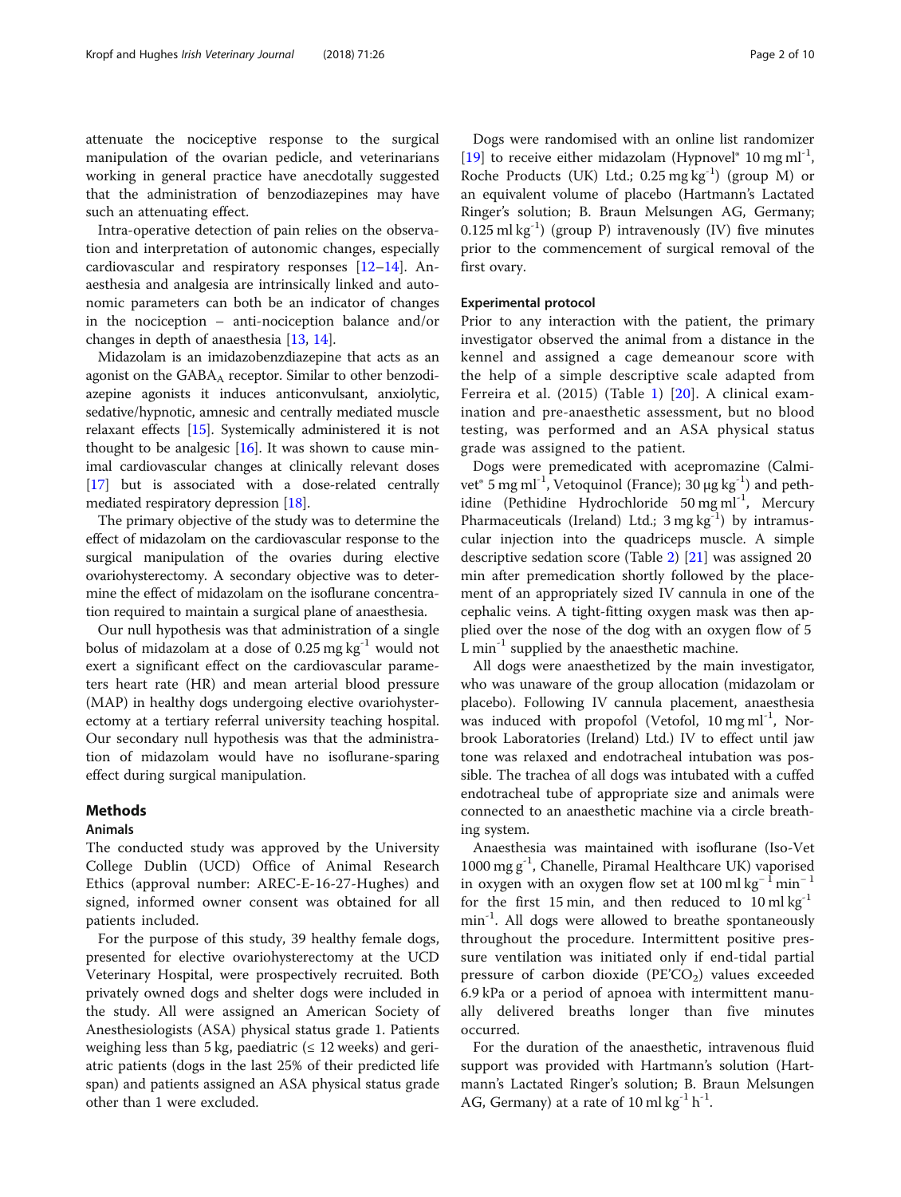attenuate the nociceptive response to the surgical manipulation of the ovarian pedicle, and veterinarians working in general practice have anecdotally suggested that the administration of benzodiazepines may have such an attenuating effect.

Intra-operative detection of pain relies on the observation and interpretation of autonomic changes, especially cardiovascular and respiratory responses [12–14]. Anaesthesia and analgesia are intrinsically linked and autonomic parameters can both be an indicator of changes in the nociception – anti-nociception balance and/or changes in depth of anaesthesia [13, 14].

Midazolam is an imidazobenzdiazepine that acts as an agonist on the $GABA_A$ receptor. Similar to other benzodiazepine agonists it induces anticonvulsant, anxiolytic, sedative/hypnotic, amnesic and centrally mediated muscle relaxant effects [15]. Systemically administered it is not thought to be analgesic [16]. It was shown to cause minimal cardiovascular changes at clinically relevant doses [17] but is associated with a dose-related centrally mediated respiratory depression [18].

The primary objective of the study was to determine the effect of midazolam on the cardiovascular response to the surgical manipulation of the ovaries during elective ovariohysterectomy. A secondary objective was to determine the effect of midazolam on the isoflurane concentration required to maintain a surgical plane of anaesthesia.

Our null hypothesis was that administration of a single bolus of midazolam at a dose of 0.25 mg $kg^{-1}$ would not exert a significant effect on the cardiovascular parameters heart rate (HR) and mean arterial blood pressure (MAP) in healthy dogs undergoing elective ovariohysterectomy at a tertiary referral university teaching hospital. Our secondary null hypothesis was that the administration of midazolam would have no isoflurane-sparing effect during surgical manipulation.

## Methods

### Animals

The conducted study was approved by the University College Dublin (UCD) Office of Animal Research Ethics (approval number: AREC-E-16-27-Hughes) and signed, informed owner consent was obtained for all patients included.

For the purpose of this study, 39 healthy female dogs, presented for elective ovariohysterectomy at the UCD Veterinary Hospital, were prospectively recruited. Both privately owned dogs and shelter dogs were included in the study. All were assigned an American Society of Anesthesiologists (ASA) physical status grade 1. Patients weighing less than 5 kg, paediatric (≤ 12 weeks) and geriatric patients (dogs in the last 25% of their predicted life span) and patients assigned an ASA physical status grade other than 1 were excluded.

Dogs were randomised with an online list randomizer [19] to receive either midazolam (Hypnovel® 10 mg $ml^{-1}$, Roche Products (UK) Ltd.; 0.25 mg $kg^{-1}$) (group M) or an equivalent volume of placebo (Hartmann's Lactated Ringer's solution; B. Braun Melsungen AG, Germany; 0.125 ml $kg^{-1}$) (group P) intravenously (IV) five minutes prior to the commencement of surgical removal of the first ovary.

### Experimental protocol

Prior to any interaction with the patient, the primary investigator observed the animal from a distance in the kennel and assigned a cage demeanour score with the help of a simple descriptive scale adapted from Ferreira et al. (2015) (Table 1) [20]. A clinical examination and pre-anaesthetic assessment, but no blood testing, was performed and an ASA physical status grade was assigned to the patient.

Dogs were premedicated with acepromazine (Calmivet® 5 mg $ml^{-1}$, Vetoquinol (France); 30 μg $kg^{-1}$) and pethidine (Pethidine Hydrochloride 50 mg $ml^{-1}$, Mercury Pharmaceuticals (Ireland) Ltd.; 3 mg $kg^{-1}$) by intramuscular injection into the quadriceps muscle. A simple descriptive sedation score (Table 2) [21] was assigned 20 min after premedication shortly followed by the placement of an appropriately sized IV cannula in one of the cephalic veins. A tight-fitting oxygen mask was then applied over the nose of the dog with an oxygen flow of 5 L $min^{-1}$ supplied by the anaesthetic machine.

All dogs were anaesthetized by the main investigator, who was unaware of the group allocation (midazolam or placebo). Following IV cannula placement, anaesthesia was induced with propofol (Vetofol, 10 mg $ml^{-1}$, Norbrook Laboratories (Ireland) Ltd.) IV to effect until jaw tone was relaxed and endotracheal intubation was possible. The trachea of all dogs was intubated with a cuffed endotracheal tube of appropriate size and animals were connected to an anaesthetic machine via a circle breathing system.

Anaesthesia was maintained with isoflurane (Iso-Vet 1000 mg $g^{-1}$, Chanelle, Piramal Healthcare UK) vaporised in oxygen with an oxygen flow set at 100 ml $kg^{-1}$ $min^{-1}$ for the first 15 min, and then reduced to 10 ml $kg^{-1}$ $min^{-1}$. All dogs were allowed to breathe spontaneously throughout the procedure. Intermittent positive pressure ventilation was initiated only if end-tidal partial pressure of carbon dioxide ($PE'CO_2$) values exceeded 6.9 kPa or a period of apnoea with intermittent manually delivered breaths longer than five minutes occurred.

For the duration of the anaesthetic, intravenous fluid support was provided with Hartmann's solution (Hartmann's Lactated Ringer's solution; B. Braun Melsungen AG, Germany) at a rate of 10 ml $kg^{-1}$ $h^{-1}$.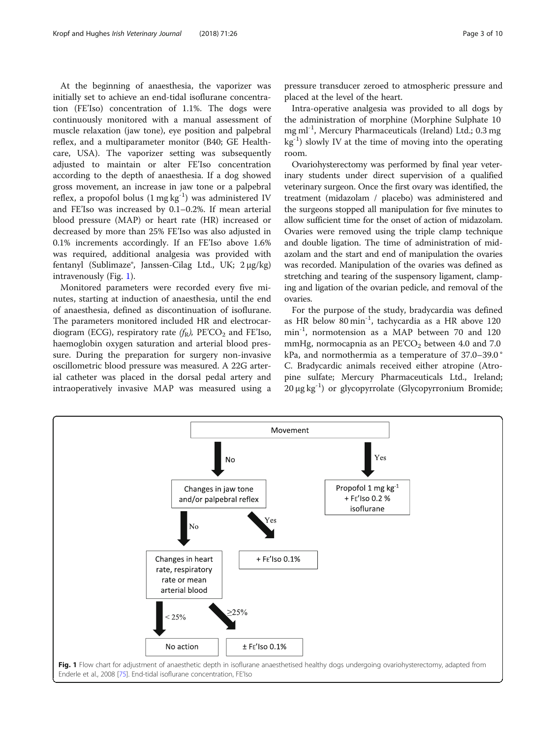At the beginning of anaesthesia, the vaporizer was initially set to achieve an end-tidal isoflurane concentration (FE'Iso) concentration of 1.1%. The dogs were continuously monitored with a manual assessment of muscle relaxation (jaw tone), eye position and palpebral reflex, and a multiparameter monitor (B40; GE Healthcare, USA). The vaporizer setting was subsequently adjusted to maintain or alter FE'Iso concentration according to the depth of anaesthesia. If a dog showed gross movement, an increase in jaw tone or a palpebral reflex, a propofol bolus ($1\ mg\ kg^{-1}$) was administered IV and FE'Iso was increased by 0.1–0.2%. If mean arterial blood pressure (MAP) or heart rate (HR) increased or decreased by more than 25% FE'Iso was also adjusted in 0.1% increments accordingly. If an FE'Iso above 1.6% was required, additional analgesia was provided with fentanyl (Sublimaze®, Janssen-Cilag Ltd., UK; 2 μg/kg) intravenously (Fig. 1).

Monitored parameters were recorded every five minutes, starting at induction of anaesthesia, until the end of anaesthesia, defined as discontinuation of isoflurane. The parameters monitored included HR and electrocardiogram (ECG), respiratory rate ($f_R$), $PE'CO_2$ and FE'Iso, haemoglobin oxygen saturation and arterial blood pressure. During the preparation for surgery non-invasive oscillometric blood pressure was measured. A 22G arterial catheter was placed in the dorsal pedal artery and intraoperatively invasive MAP was measured using a pressure transducer zeroed to atmospheric pressure and placed at the level of the heart.

Intra-operative analgesia was provided to all dogs by the administration of morphine (Morphine Sulphate $10\ mg\ ml^{-1}$, Mercury Pharmaceuticals (Ireland) Ltd.; $0.3\ mg\ kg^{-1}$) slowly IV at the time of moving into the operating room.

Ovariohysterectomy was performed by final year veterinary students under direct supervision of a qualified veterinary surgeon. Once the first ovary was identified, the treatment (midazolam / placebo) was administered and the surgeons stopped all manipulation for five minutes to allow sufficient time for the onset of action of midazolam. Ovaries were removed using the triple clamp technique and double ligation. The time of administration of midazolam and the start and end of manipulation the ovaries was recorded. Manipulation of the ovaries was defined as stretching and tearing of the suspensory ligament, clamping and ligation of the ovarian pedicle, and removal of the ovaries.

For the purpose of the study, bradycardia was defined as HR below $80\ min^{-1}$, tachycardia as a HR above $120\ min^{-1}$, normotension as a MAP between 70 and 120 mmHg, normocapnia as an $PE'CO_2$ between 4.0 and 7.0 kPa, and normothermia as a temperature of 37.0–39.0 °C. Bradycardic animals received either atropine (Atropine sulfate; Mercury Pharmaceuticals Ltd., Ireland; $20\ \mu g\ kg^{-1}$) or glycopyrrolate (Glycopyrronium Bromide;

Movement
- No → Changes in jaw tone and/or palpebral reflex
  - No → Changes in heart rate, respiratory rate or mean arterial blood
    - < 25% → No action
    - ≥25% → ± FE'Iso 0.1%
  - Yes → + FE'Iso 0.1%
- Yes → Propofol $1\ mg\ kg^{-1}$ + FE'Iso 0.2 % isoflurane

**Fig. 1** Flow chart for adjustment of anaesthetic depth in isoflurane anaesthetised healthy dogs undergoing ovariohysterectomy, adapted from Enderle et al., 2008 [75]. End-tidal isoflurane concentration, FE'Iso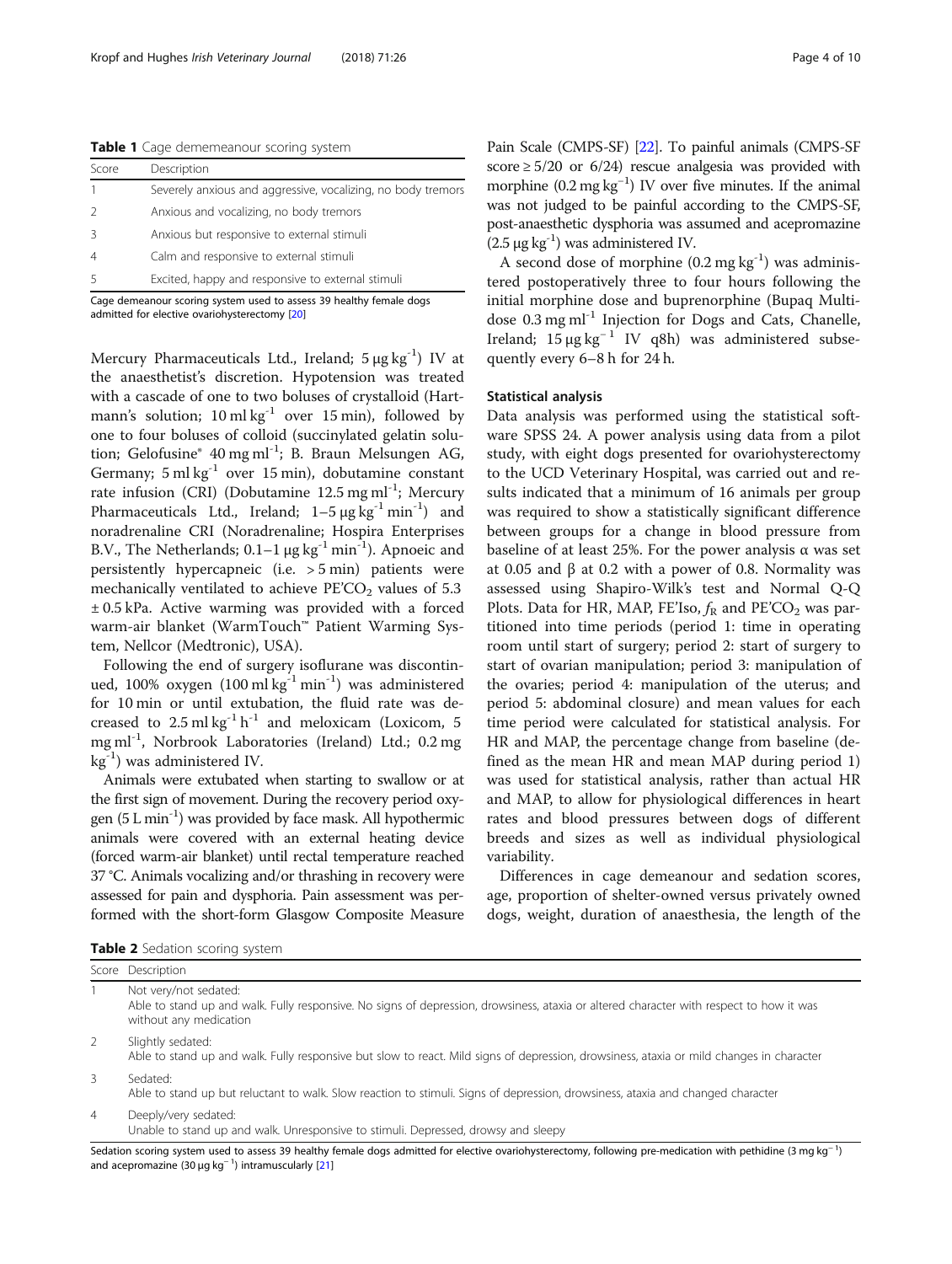**Table 1** Cage dememeanour scoring system

| Score | Description |
| --- | --- |
| 1 | Severely anxious and aggressive, vocalizing, no body tremors |
| 2 | Anxious and vocalizing, no body tremors |
| 3 | Anxious but responsive to external stimuli |
| 4 | Calm and responsive to external stimuli |
| 5 | Excited, happy and responsive to external stimuli |

Cage demeanour scoring system used to assess 39 healthy female dogs admitted for elective ovariohysterectomy [20]

Mercury Pharmaceuticals Ltd., Ireland; 5 μg $kg^{-1}$) IV at the anaesthetist's discretion. Hypotension was treated with a cascade of one to two boluses of crystalloid (Hartmann's solution; 10 ml $kg^{-1}$ over 15 min), followed by one to four boluses of colloid (succinylated gelatin solution; Gelofusine® 40 mg $ml^{-1}$; B. Braun Melsungen AG, Germany; 5 ml $kg^{-1}$ over 15 min), dobutamine constant rate infusion (CRI) (Dobutamine 12.5 mg $ml^{-1}$; Mercury Pharmaceuticals Ltd., Ireland; 1–5 μg $kg^{-1}$ $min^{-1}$) and noradrenaline CRI (Noradrenaline; Hospira Enterprises B.V., The Netherlands; 0.1–1 μg $kg^{-1}$ $min^{-1}$). Apnoeic and persistently hypercapneic (i.e. > 5 min) patients were mechanically ventilated to achieve $PE'CO_2$ values of 5.3 ± 0.5 kPa. Active warming was provided with a forced warm-air blanket (WarmTouch™ Patient Warming System, Nellcor (Medtronic), USA).

Following the end of surgery isoflurane was discontinued, 100% oxygen (100 ml $kg^{-1}$ $min^{-1}$) was administered for 10 min or until extubation, the fluid rate was decreased to 2.5 ml $kg^{-1}$ $h^{-1}$ and meloxicam (Loxicom, 5 mg $ml^{-1}$, Norbrook Laboratories (Ireland) Ltd.; 0.2 mg $kg^{-1}$) was administered IV.

Animals were extubated when starting to swallow or at the first sign of movement. During the recovery period oxygen (5 L $min^{-1}$) was provided by face mask. All hypothermic animals were covered with an external heating device (forced warm-air blanket) until rectal temperature reached 37 °C. Animals vocalizing and/or thrashing in recovery were assessed for pain and dysphoria. Pain assessment was performed with the short-form Glasgow Composite Measure Pain Scale (CMPS-SF) [22]. To painful animals (CMPS-SF score ≥ 5/20 or 6/24) rescue analgesia was provided with morphine (0.2 mg $kg^{-1}$) IV over five minutes. If the animal was not judged to be painful according to the CMPS-SF, post-anaesthetic dysphoria was assumed and acepromazine (2.5 μg $kg^{-1}$) was administered IV.

A second dose of morphine (0.2 mg $kg^{-1}$) was administered postoperatively three to four hours following the initial morphine dose and buprenorphine (Bupaq Multidose 0.3 mg $ml^{-1}$ Injection for Dogs and Cats, Chanelle, Ireland; 15 μg $kg^{-1}$ IV q8h) was administered subsequently every 6–8 h for 24 h.

### Statistical analysis

Data analysis was performed using the statistical software SPSS 24. A power analysis using data from a pilot study, with eight dogs presented for ovariohysterectomy to the UCD Veterinary Hospital, was carried out and results indicated that a minimum of 16 animals per group was required to show a statistically significant difference between groups for a change in blood pressure from baseline of at least 25%. For the power analysis α was set at 0.05 and β at 0.2 with a power of 0.8. Normality was assessed using Shapiro-Wilk's test and Normal Q-Q Plots. Data for HR, MAP, FE'Iso, $f_R$ and $PE'CO_2$ was partitioned into time periods (period 1: time in operating room until start of surgery; period 2: start of surgery to start of ovarian manipulation; period 3: manipulation of the ovaries; period 4: manipulation of the uterus; and period 5: abdominal closure) and mean values for each time period were calculated for statistical analysis. For HR and MAP, the percentage change from baseline (defined as the mean HR and mean MAP during period 1) was used for statistical analysis, rather than actual HR and MAP, to allow for physiological differences in heart rates and blood pressures between dogs of different breeds and sizes as well as individual physiological variability.

Differences in cage demeanour and sedation scores, age, proportion of shelter-owned versus privately owned dogs, weight, duration of anaesthesia, the length of the

**Table 2** Sedation scoring system

| Score | Description |
| --- | --- |
| 1 | Not very/not sedated: Able to stand up and walk. Fully responsive. No signs of depression, drowsiness, ataxia or altered character with respect to how it was without any medication |
| 2 | Slightly sedated: Able to stand up and walk. Fully responsive but slow to react. Mild signs of depression, drowsiness, ataxia or mild changes in character |
| 3 | Sedated: Able to stand up but reluctant to walk. Slow reaction to stimuli. Signs of depression, drowsiness, ataxia and changed character |
| 4 | Deeply/very sedated: Unable to stand up and walk. Unresponsive to stimuli. Depressed, drowsy and sleepy |

Sedation scoring system used to assess 39 healthy female dogs admitted for elective ovariohysterectomy, following pre-medication with pethidine (3 mg $kg^{-1}$) and acepromazine (30 μg $kg^{-1}$) intramuscularly [21]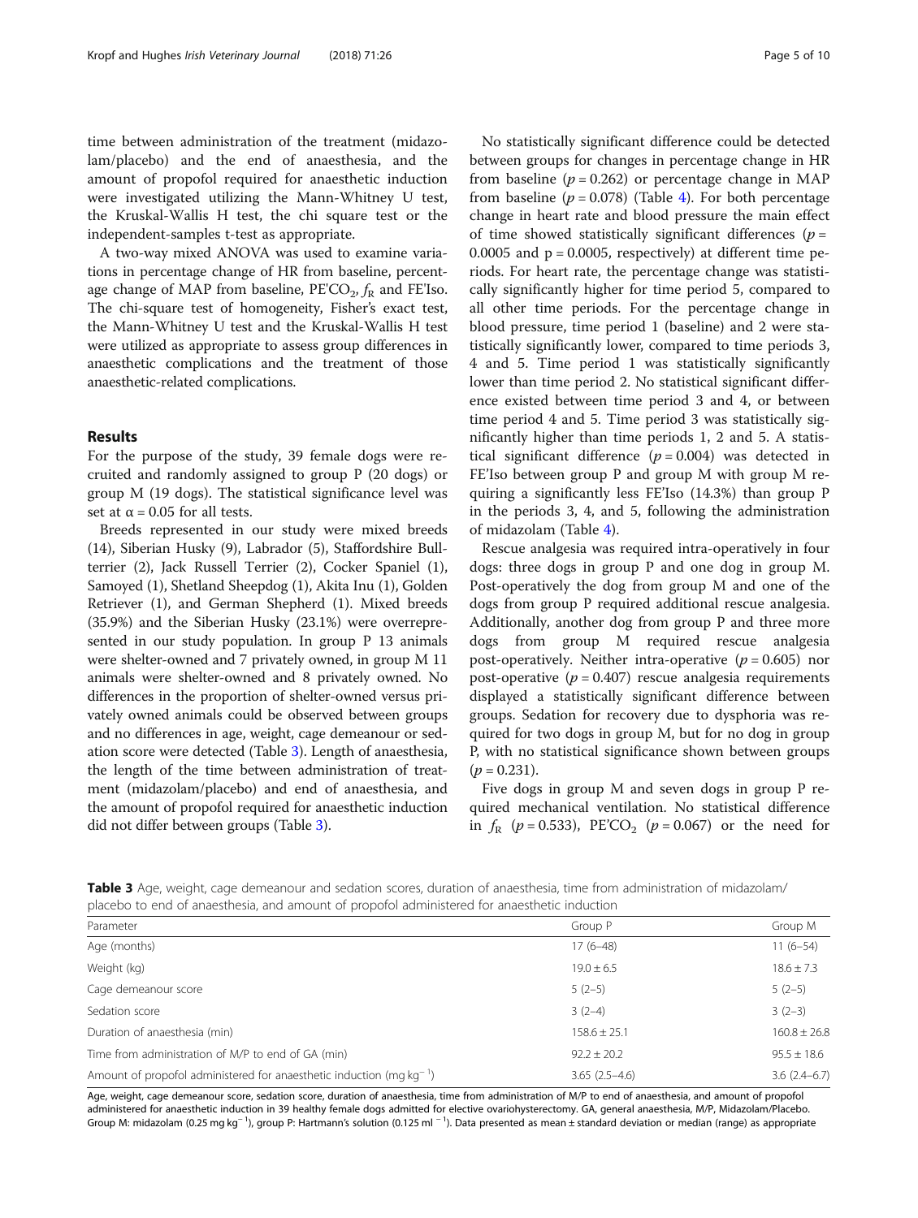time between administration of the treatment (midazolam/placebo) and the end of anaesthesia, and the amount of propofol required for anaesthetic induction were investigated utilizing the Mann-Whitney U test, the Kruskal-Wallis H test, the chi square test or the independent-samples t-test as appropriate.

A two-way mixed ANOVA was used to examine variations in percentage change of HR from baseline, percentage change of MAP from baseline, $PE'CO_2$, $f_R$ and FE'Iso. The chi-square test of homogeneity, Fisher's exact test, the Mann-Whitney U test and the Kruskal-Wallis H test were utilized as appropriate to assess group differences in anaesthetic complications and the treatment of those anaesthetic-related complications.

## Results

For the purpose of the study, 39 female dogs were recruited and randomly assigned to group P (20 dogs) or group M (19 dogs). The statistical significance level was set at $\alpha = 0.05$ for all tests.

Breeds represented in our study were mixed breeds (14), Siberian Husky (9), Labrador (5), Staffordshire Bullterrier (2), Jack Russell Terrier (2), Cocker Spaniel (1), Samoyed (1), Shetland Sheepdog (1), Akita Inu (1), Golden Retriever (1), and German Shepherd (1). Mixed breeds (35.9%) and the Siberian Husky (23.1%) were overrepresented in our study population. In group P 13 animals were shelter-owned and 7 privately owned, in group M 11 animals were shelter-owned and 8 privately owned. No differences in the proportion of shelter-owned versus privately owned animals could be observed between groups and no differences in age, weight, cage demeanour or sedation score were detected (Table 3). Length of anaesthesia, the length of the time between administration of treatment (midazolam/placebo) and end of anaesthesia, and the amount of propofol required for anaesthetic induction did not differ between groups (Table 3).

No statistically significant difference could be detected between groups for changes in percentage change in HR from baseline ($p = 0.262$) or percentage change in MAP from baseline ($p = 0.078$) (Table 4). For both percentage change in heart rate and blood pressure the main effect of time showed statistically significant differences ($p = 0.0005$ and $p = 0.0005$, respectively) at different time periods. For heart rate, the percentage change was statistically significantly higher for time period 5, compared to all other time periods. For the percentage change in blood pressure, time period 1 (baseline) and 2 were statistically significantly lower, compared to time periods 3, 4 and 5. Time period 1 was statistically significantly lower than time period 2. No statistical significant difference existed between time period 3 and 4, or between time period 4 and 5. Time period 3 was statistically significantly higher than time periods 1, 2 and 5. A statistical significant difference ($p = 0.004$) was detected in FE'Iso between group P and group M with group M requiring a significantly less FE'Iso (14.3%) than group P in the periods 3, 4, and 5, following the administration of midazolam (Table 4).

Rescue analgesia was required intra-operatively in four dogs: three dogs in group P and one dog in group M. Post-operatively the dog from group M and one of the dogs from group P required additional rescue analgesia. Additionally, another dog from group P and three more dogs from group M required rescue analgesia post-operatively. Neither intra-operative ($p = 0.605$) nor post-operative ($p = 0.407$) rescue analgesia requirements displayed a statistically significant difference between groups. Sedation for recovery due to dysphoria was required for two dogs in group M, but for no dog in group P, with no statistical significance shown between groups ($p = 0.231$).

Five dogs in group M and seven dogs in group P required mechanical ventilation. No statistical difference in $f_R$ ($p = 0.533$), $PE'CO_2$ ($p = 0.067$) or the need for

**Table 3** Age, weight, cage demeanour and sedation scores, duration of anaesthesia, time from administration of midazolam/placebo to end of anaesthesia, and amount of propofol administered for anaesthetic induction

| Parameter | Group P | Group M |
|---|---|---|
| Age (months) | 17 (6–48) | 11 (6–54) |
| Weight (kg) | 19.0 ± 6.5 | 18.6 ± 7.3 |
| Cage demeanour score | 5 (2–5) | 5 (2–5) |
| Sedation score | 3 (2–4) | 3 (2–3) |
| Duration of anaesthesia (min) | 158.6 ± 25.1 | 160.8 ± 26.8 |
| Time from administration of M/P to end of GA (min) | 92.2 ± 20.2 | 95.5 ± 18.6 |
| Amount of propofol administered for anaesthetic induction (mg $kg^{-1}$) | 3.65 (2.5–4.6) | 3.6 (2.4–6.7) |

Age, weight, cage demeanour score, sedation score, duration of anaesthesia, time from administration of M/P to end of anaesthesia, and amount of propofol administered for anaesthetic induction in 39 healthy female dogs admitted for elective ovariohysterectomy. GA, general anaesthesia, M/P, Midazolam/Placebo. Group M: midazolam (0.25 mg $kg^{-1}$), group P: Hartmann's solution (0.125 $ml^{-1}$). Data presented as mean ± standard deviation or median (range) as appropriate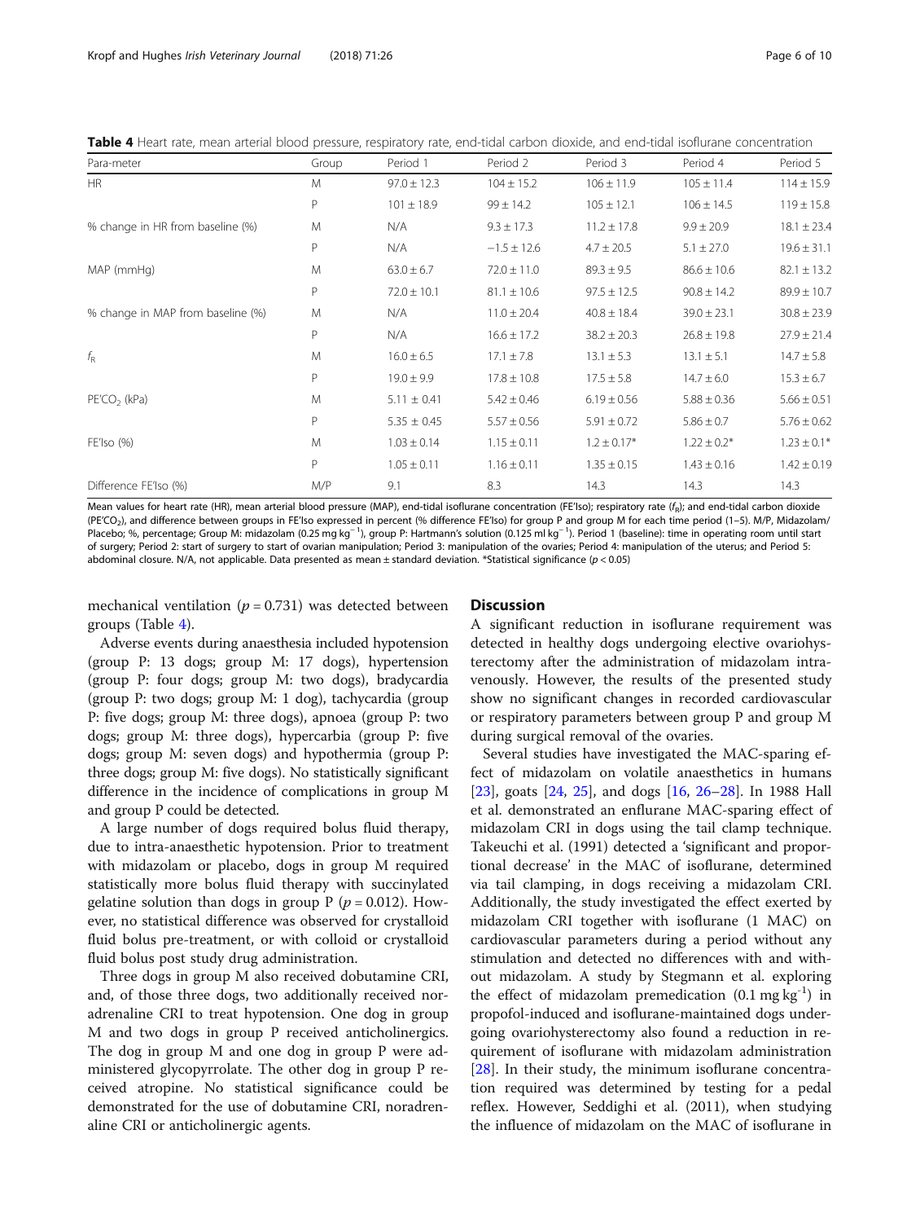**Table 4** Heart rate, mean arterial blood pressure, respiratory rate, end-tidal carbon dioxide, and end-tidal isoflurane concentration

| Para-meter | Group | Period 1 | Period 2 | Period 3 | Period 4 | Period 5 |
|---|---|---|---|---|---|---|
| HR | M | 97.0 ± 12.3 | 104 ± 15.2 | 106 ± 11.9 | 105 ± 11.4 | 114 ± 15.9 |
| | P | 101 ± 18.9 | 99 ± 14.2 | 105 ± 12.1 | 106 ± 14.5 | 119 ± 15.8 |
| % change in HR from baseline (%) | M | N/A | 9.3 ± 17.3 | 11.2 ± 17.8 | 9.9 ± 20.9 | 18.1 ± 23.4 |
| | P | N/A | −1.5 ± 12.6 | 4.7 ± 20.5 | 5.1 ± 27.0 | 19.6 ± 31.1 |
| MAP (mmHg) | M | 63.0 ± 6.7 | 72.0 ± 11.0 | 89.3 ± 9.5 | 86.6 ± 10.6 | 82.1 ± 13.2 |
| | P | 72.0 ± 10.1 | 81.1 ± 10.6 | 97.5 ± 12.5 | 90.8 ± 14.2 | 89.9 ± 10.7 |
| % change in MAP from baseline (%) | M | N/A | 11.0 ± 20.4 | 40.8 ± 18.4 | 39.0 ± 23.1 | 30.8 ± 23.9 |
| | P | N/A | 16.6 ± 17.2 | 38.2 ± 20.3 | 26.8 ± 19.8 | 27.9 ± 21.4 |
| $f_R$ | M | 16.0 ± 6.5 | 17.1 ± 7.8 | 13.1 ± 5.3 | 13.1 ± 5.1 | 14.7 ± 5.8 |
| | P | 19.0 ± 9.9 | 17.8 ± 10.8 | 17.5 ± 5.8 | 14.7 ± 6.0 | 15.3 ± 6.7 |
| $PE'CO_2$ (kPa) | M | 5.11 ± 0.41 | 5.42 ± 0.46 | 6.19 ± 0.56 | 5.88 ± 0.36 | 5.66 ± 0.51 |
| | P | 5.35 ± 0.45 | 5.57 ± 0.56 | 5.91 ± 0.72 | 5.86 ± 0.7 | 5.76 ± 0.62 |
| FE'Iso (%) | M | 1.03 ± 0.14 | 1.15 ± 0.11 | 1.2 ± 0.17* | 1.22 ± 0.2* | 1.23 ± 0.1* |
| | P | 1.05 ± 0.11 | 1.16 ± 0.11 | 1.35 ± 0.15 | 1.43 ± 0.16 | 1.42 ± 0.19 |
| Difference FE'Iso (%) | M/P | 9.1 | 8.3 | 14.3 | 14.3 | 14.3 |

Mean values for heart rate (HR), mean arterial blood pressure (MAP), end-tidal isoflurane concentration (FE'Iso); respiratory rate ($f_R$); and end-tidal carbon dioxide ($PE'CO_2$), and difference between groups in FE'Iso expressed in percent (% difference FE'Iso) for group P and group M for each time period (1–5). M/P, Midazolam/Placebo; %, percentage; Group M: midazolam (0.25 mg kg$^{-1}$), group P: Hartmann's solution (0.125 ml kg$^{-1}$). Period 1 (baseline): time in operating room until start of surgery; Period 2: start of surgery to start of ovarian manipulation; Period 3: manipulation of the ovaries; Period 4: manipulation of the uterus; and Period 5: abdominal closure. N/A, not applicable. Data presented as mean ± standard deviation. *Statistical significance ($p < 0.05$)

mechanical ventilation ($p = 0.731$) was detected between groups (Table 4).

Adverse events during anaesthesia included hypotension (group P: 13 dogs; group M: 17 dogs), hypertension (group P: four dogs; group M: two dogs), bradycardia (group P: two dogs; group M: 1 dog), tachycardia (group P: five dogs; group M: three dogs), apnoea (group P: two dogs; group M: three dogs), hypercarbia (group P: five dogs; group M: seven dogs) and hypothermia (group P: three dogs; group M: five dogs). No statistically significant difference in the incidence of complications in group M and group P could be detected.

A large number of dogs required bolus fluid therapy, due to intra-anaesthetic hypotension. Prior to treatment with midazolam or placebo, dogs in group M required statistically more bolus fluid therapy with succinylated gelatine solution than dogs in group P ($p = 0.012$). However, no statistical difference was observed for crystalloid fluid bolus pre-treatment, or with colloid or crystalloid fluid bolus post study drug administration.

Three dogs in group M also received dobutamine CRI, and, of those three dogs, two additionally received noradrenaline CRI to treat hypotension. One dog in group M and two dogs in group P received anticholinergics. The dog in group M and one dog in group P were administered glycopyrrolate. The other dog in group P received atropine. No statistical significance could be demonstrated for the use of dobutamine CRI, noradrenaline CRI or anticholinergic agents.

## Discussion

A significant reduction in isoflurane requirement was detected in healthy dogs undergoing elective ovariohysterectomy after the administration of midazolam intravenously. However, the results of the presented study show no significant changes in recorded cardiovascular or respiratory parameters between group P and group M during surgical removal of the ovaries.

Several studies have investigated the MAC-sparing effect of midazolam on volatile anaesthetics in humans [23], goats [24, 25], and dogs [16, 26–28]. In 1988 Hall et al. demonstrated an enflurane MAC-sparing effect of midazolam CRI in dogs using the tail clamp technique. Takeuchi et al. (1991) detected a 'significant and proportional decrease' in the MAC of isoflurane, determined via tail clamping, in dogs receiving a midazolam CRI. Additionally, the study investigated the effect exerted by midazolam CRI together with isoflurane (1 MAC) on cardiovascular parameters during a period without any stimulation and detected no differences with and without midazolam. A study by Stegmann et al. exploring the effect of midazolam premedication (0.1 mg kg$^{-1}$) in propofol-induced and isoflurane-maintained dogs undergoing ovariohysterectomy also found a reduction in requirement of isoflurane with midazolam administration [28]. In their study, the minimum isoflurane concentration required was determined by testing for a pedal reflex. However, Seddighi et al. (2011), when studying the influence of midazolam on the MAC of isoflurane in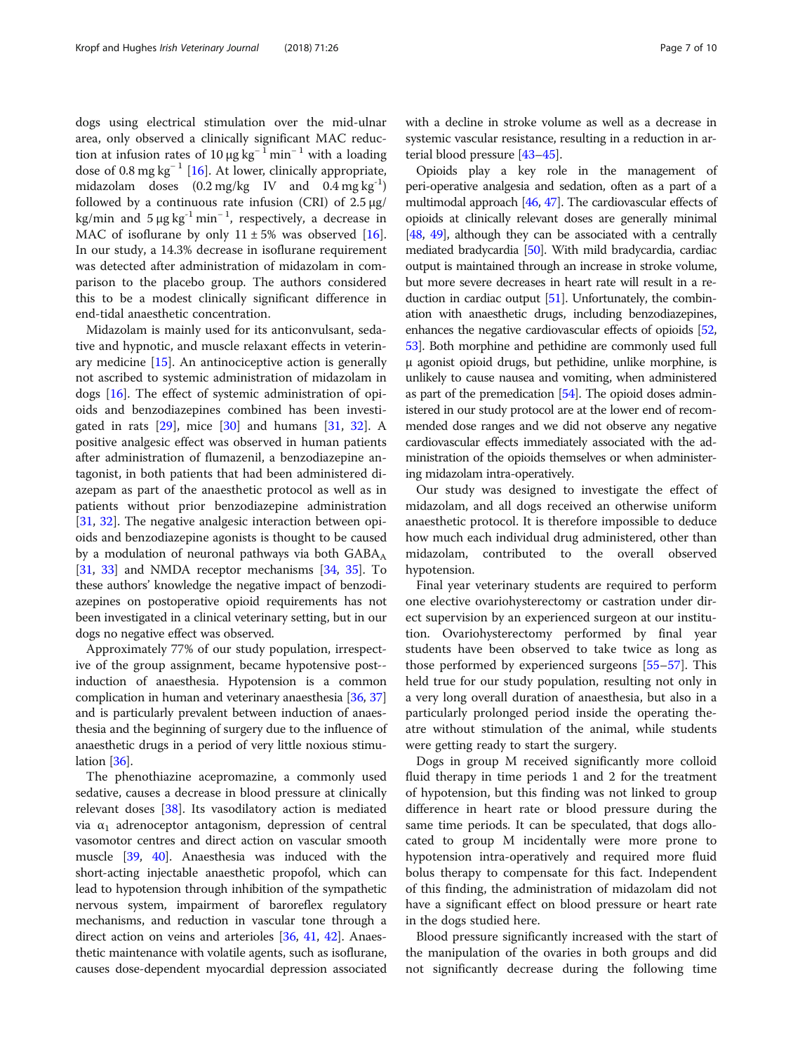dogs using electrical stimulation over the mid-ulnar area, only observed a clinically significant MAC reduction at infusion rates of 10 μg kg$^{-1}$ min$^{-1}$ with a loading dose of 0.8 mg kg$^{-1}$ [16]. At lower, clinically appropriate, midazolam doses (0.2 mg/kg IV and 0.4 mg kg$^{-1}$) followed by a continuous rate infusion (CRI) of 2.5 μg/kg/min and 5 μg kg$^{-1}$ min$^{-1}$, respectively, a decrease in MAC of isoflurane by only 11 ± 5% was observed [16]. In our study, a 14.3% decrease in isoflurane requirement was detected after administration of midazolam in comparison to the placebo group. The authors considered this to be a modest clinically significant difference in end-tidal anaesthetic concentration.

Midazolam is mainly used for its anticonvulsant, sedative and hypnotic, and muscle relaxant effects in veterinary medicine [15]. An antinociceptive action is generally not ascribed to systemic administration of midazolam in dogs [16]. The effect of systemic administration of opioids and benzodiazepines combined has been investigated in rats [29], mice [30] and humans [31, 32]. A positive analgesic effect was observed in human patients after administration of flumazenil, a benzodiazepine antagonist, in both patients that had been administered diazepam as part of the anaesthetic protocol as well as in patients without prior benzodiazepine administration [31, 32]. The negative analgesic interaction between opioids and benzodiazepine agonists is thought to be caused by a modulation of neuronal pathways via both $GABA_A$ [31, 33] and NMDA receptor mechanisms [34, 35]. To these authors' knowledge the negative impact of benzodiazepines on postoperative opioid requirements has not been investigated in a clinical veterinary setting, but in our dogs no negative effect was observed.

Approximately 77% of our study population, irrespective of the group assignment, became hypotensive post-induction of anaesthesia. Hypotension is a common complication in human and veterinary anaesthesia [36, 37] and is particularly prevalent between induction of anaesthesia and the beginning of surgery due to the influence of anaesthetic drugs in a period of very little noxious stimulation [36].

The phenothiazine acepromazine, a commonly used sedative, causes a decrease in blood pressure at clinically relevant doses [38]. Its vasodilatory action is mediated via $\alpha_1$ adrenoceptor antagonism, depression of central vasomotor centres and direct action on vascular smooth muscle [39, 40]. Anaesthesia was induced with the short-acting injectable anaesthetic propofol, which can lead to hypotension through inhibition of the sympathetic nervous system, impairment of baroreflex regulatory mechanisms, and reduction in vascular tone through a direct action on veins and arterioles [36, 41, 42]. Anaesthetic maintenance with volatile agents, such as isoflurane, causes dose-dependent myocardial depression associated with a decline in stroke volume as well as a decrease in systemic vascular resistance, resulting in a reduction in arterial blood pressure [43–45].

Opioids play a key role in the management of peri-operative analgesia and sedation, often as a part of a multimodal approach [46, 47]. The cardiovascular effects of opioids at clinically relevant doses are generally minimal [48, 49], although they can be associated with a centrally mediated bradycardia [50]. With mild bradycardia, cardiac output is maintained through an increase in stroke volume, but more severe decreases in heart rate will result in a reduction in cardiac output [51]. Unfortunately, the combination with anaesthetic drugs, including benzodiazepines, enhances the negative cardiovascular effects of opioids [52, 53]. Both morphine and pethidine are commonly used full μ agonist opioid drugs, but pethidine, unlike morphine, is unlikely to cause nausea and vomiting, when administered as part of the premedication [54]. The opioid doses administered in our study protocol are at the lower end of recommended dose ranges and we did not observe any negative cardiovascular effects immediately associated with the administration of the opioids themselves or when administering midazolam intra-operatively.

Our study was designed to investigate the effect of midazolam, and all dogs received an otherwise uniform anaesthetic protocol. It is therefore impossible to deduce how much each individual drug administered, other than midazolam, contributed to the overall observed hypotension.

Final year veterinary students are required to perform one elective ovariohysterectomy or castration under direct supervision by an experienced surgeon at our institution. Ovariohysterectomy performed by final year students have been observed to take twice as long as those performed by experienced surgeons [55–57]. This held true for our study population, resulting not only in a very long overall duration of anaesthesia, but also in a particularly prolonged period inside the operating theatre without stimulation of the animal, while students were getting ready to start the surgery.

Dogs in group M received significantly more colloid fluid therapy in time periods 1 and 2 for the treatment of hypotension, but this finding was not linked to group difference in heart rate or blood pressure during the same time periods. It can be speculated, that dogs allocated to group M incidentally were more prone to hypotension intra-operatively and required more fluid bolus therapy to compensate for this fact. Independent of this finding, the administration of midazolam did not have a significant effect on blood pressure or heart rate in the dogs studied here.

Blood pressure significantly increased with the start of the manipulation of the ovaries in both groups and did not significantly decrease during the following time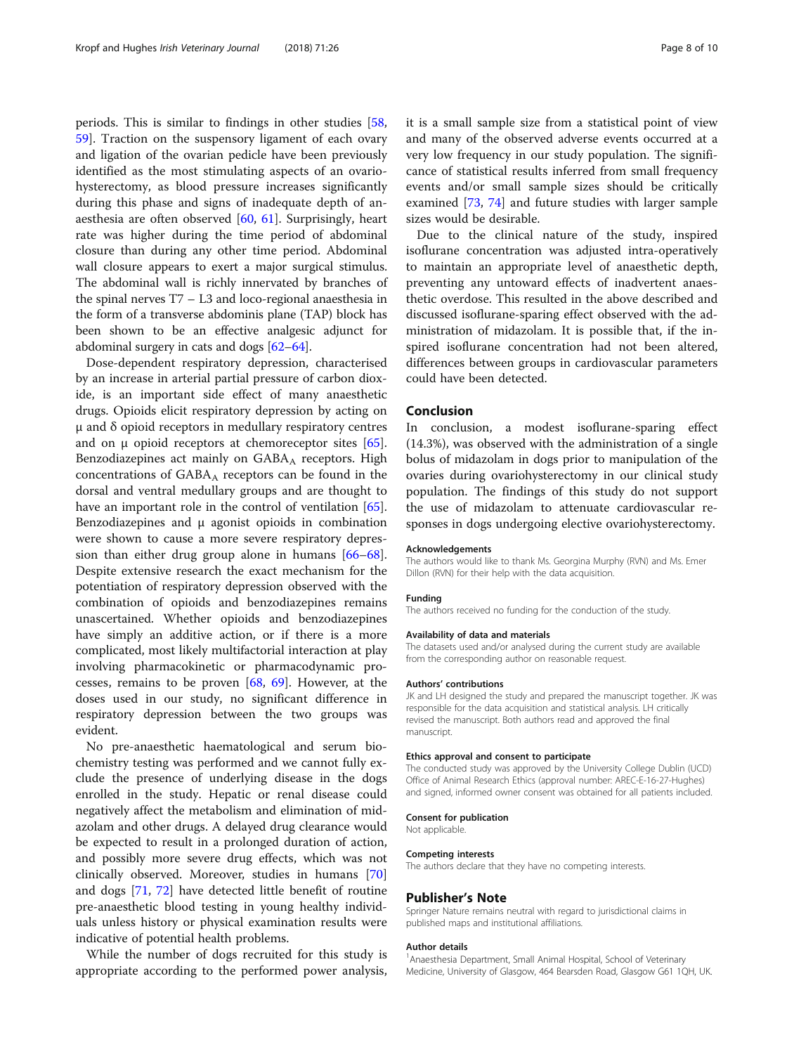periods. This is similar to findings in other studies [58, 59]. Traction on the suspensory ligament of each ovary and ligation of the ovarian pedicle have been previously identified as the most stimulating aspects of an ovariohysterectomy, as blood pressure increases significantly during this phase and signs of inadequate depth of anaesthesia are often observed [60, 61]. Surprisingly, heart rate was higher during the time period of abdominal closure than during any other time period. Abdominal wall closure appears to exert a major surgical stimulus. The abdominal wall is richly innervated by branches of the spinal nerves T7 – L3 and loco-regional anaesthesia in the form of a transverse abdominis plane (TAP) block has been shown to be an effective analgesic adjunct for abdominal surgery in cats and dogs [62–64].

Dose-dependent respiratory depression, characterised by an increase in arterial partial pressure of carbon dioxide, is an important side effect of many anaesthetic drugs. Opioids elicit respiratory depression by acting on μ and δ opioid receptors in medullary respiratory centres and on μ opioid receptors at chemoreceptor sites [65]. Benzodiazepines act mainly on $GABA_A$ receptors. High concentrations of $GABA_A$ receptors can be found in the dorsal and ventral medullary groups and are thought to have an important role in the control of ventilation [65]. Benzodiazepines and μ agonist opioids in combination were shown to cause a more severe respiratory depression than either drug group alone in humans [66–68]. Despite extensive research the exact mechanism for the potentiation of respiratory depression observed with the combination of opioids and benzodiazepines remains unascertained. Whether opioids and benzodiazepines have simply an additive action, or if there is a more complicated, most likely multifactorial interaction at play involving pharmacokinetic or pharmacodynamic processes, remains to be proven [68, 69]. However, at the doses used in our study, no significant difference in respiratory depression between the two groups was evident.

No pre-anaesthetic haematological and serum biochemistry testing was performed and we cannot fully exclude the presence of underlying disease in the dogs enrolled in the study. Hepatic or renal disease could negatively affect the metabolism and elimination of midazolam and other drugs. A delayed drug clearance would be expected to result in a prolonged duration of action, and possibly more severe drug effects, which was not clinically observed. Moreover, studies in humans [70] and dogs [71, 72] have detected little benefit of routine pre-anaesthetic blood testing in young healthy individuals unless history or physical examination results were indicative of potential health problems.

While the number of dogs recruited for this study is appropriate according to the performed power analysis, it is a small sample size from a statistical point of view and many of the observed adverse events occurred at a very low frequency in our study population. The significance of statistical results inferred from small frequency events and/or small sample sizes should be critically examined [73, 74] and future studies with larger sample sizes would be desirable.

Due to the clinical nature of the study, inspired isoflurane concentration was adjusted intra-operatively to maintain an appropriate level of anaesthetic depth, preventing any untoward effects of inadvertent anaesthetic overdose. This resulted in the above described and discussed isoflurane-sparing effect observed with the administration of midazolam. It is possible that, if the inspired isoflurane concentration had not been altered, differences between groups in cardiovascular parameters could have been detected.

## Conclusion

In conclusion, a modest isoflurane-sparing effect (14.3%), was observed with the administration of a single bolus of midazolam in dogs prior to manipulation of the ovaries during ovariohysterectomy in our clinical study population. The findings of this study do not support the use of midazolam to attenuate cardiovascular responses in dogs undergoing elective ovariohysterectomy.

### Acknowledgements

The authors would like to thank Ms. Georgina Murphy (RVN) and Ms. Emer Dillon (RVN) for their help with the data acquisition.

### Funding

The authors received no funding for the conduction of the study.

### Availability of data and materials

The datasets used and/or analysed during the current study are available from the corresponding author on reasonable request.

### Authors' contributions

JK and LH designed the study and prepared the manuscript together. JK was responsible for the data acquisition and statistical analysis. LH critically revised the manuscript. Both authors read and approved the final manuscript.

### Ethics approval and consent to participate

The conducted study was approved by the University College Dublin (UCD) Office of Animal Research Ethics (approval number: AREC-E-16-27-Hughes) and signed, informed owner consent was obtained for all patients included.

### Consent for publication

Not applicable.

### Competing interests

The authors declare that they have no competing interests.

## Publisher's Note

Springer Nature remains neutral with regard to jurisdictional claims in published maps and institutional affiliations.

### Author details

[1]Anaesthesia Department, Small Animal Hospital, School of Veterinary Medicine, University of Glasgow, 464 Bearsden Road, Glasgow G61 1QH, UK.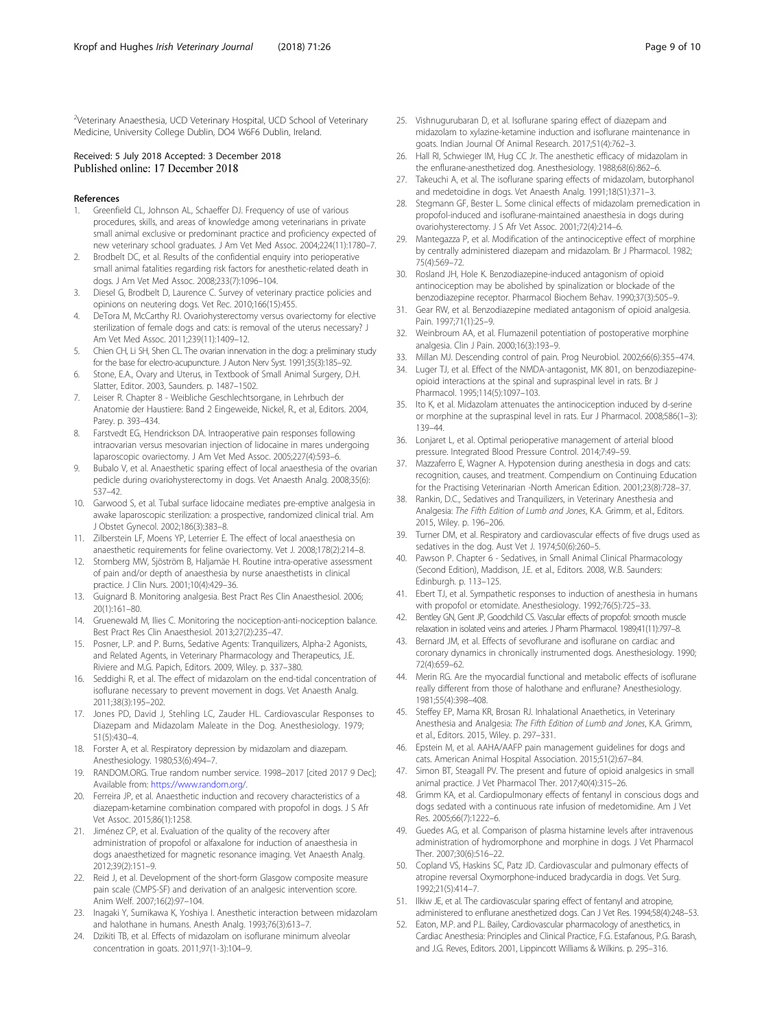[2]Veterinary Anaesthesia, UCD Veterinary Hospital, UCD School of Veterinary Medicine, University College Dublin, DO4 W6F6 Dublin, Ireland.

Received: 5 July 2018 Accepted: 3 December 2018
Published online: 17 December 2018

## References

1. Greenfield CL, Johnson AL, Schaeffer DJ. Frequency of use of various procedures, skills, and areas of knowledge among veterinarians in private small animal exclusive or predominant practice and proficiency expected of new veterinary school graduates. J Am Vet Med Assoc. 2004;224(11):1780–7.
2. Brodbelt DC, et al. Results of the confidential enquiry into perioperative small animal fatalities regarding risk factors for anesthetic-related death in dogs. J Am Vet Med Assoc. 2008;233(7):1096–104.
3. Diesel G, Brodbelt D, Laurence C. Survey of veterinary practice policies and opinions on neutering dogs. Vet Rec. 2010;166(15):455.
4. DeTora M, McCarthy RJ. Ovariohysterectomy versus ovariectomy for elective sterilization of female dogs and cats: is removal of the uterus necessary? J Am Vet Med Assoc. 2011;239(11):1409–12.
5. Chien CH, Li SH, Shen CL. The ovarian innervation in the dog: a preliminary study for the base for electro-acupuncture. J Auton Nerv Syst. 1991;35(3):185–92.
6. Stone, E.A., Ovary and Uterus, in Textbook of Small Animal Surgery, D.H. Slatter, Editor. 2003, Saunders. p. 1487–1502.
7. Leiser R. Chapter 8 - Weibliche Geschlechtsorgane, in Lehrbuch der Anatomie der Haustiere: Band 2 Eingeweide, Nickel, R., et al, Editors. 2004, Parey. p. 393–434.
8. Farstvedt EG, Hendrickson DA. Intraoperative pain responses following intraovarian versus mesovarian injection of lidocaine in mares undergoing laparoscopic ovariectomy. J Am Vet Med Assoc. 2005;227(4):593–6.
9. Bubalo V, et al. Anaesthetic sparing effect of local anaesthesia of the ovarian pedicle during ovariohysterectomy in dogs. Vet Anaesth Analg. 2008;35(6): 537–42.
10. Garwood S, et al. Tubal surface lidocaine mediates pre-emptive analgesia in awake laparoscopic sterilization: a prospective, randomized clinical trial. Am J Obstet Gynecol. 2002;186(3):383–8.
11. Zilberstein LF, Moens YP, Leterrier E. The effect of local anaesthesia on anaesthetic requirements for feline ovariectomy. Vet J. 2008;178(2):214–8.
12. Stomberg MW, Sjöström B, Haljamäe H. Routine intra-operative assessment of pain and/or depth of anaesthesia by nurse anaesthetists in clinical practice. J Clin Nurs. 2001;10(4):429–36.
13. Guignard B. Monitoring analgesia. Best Pract Res Clin Anaesthesiol. 2006; 20(1):161–80.
14. Gruenewald M, Ilies C. Monitoring the nociception-anti-nociception balance. Best Pract Res Clin Anaesthesiol. 2013;27(2):235–47.
15. Posner, L.P. and P. Burns, Sedative Agents: Tranquilizers, Alpha-2 Agonists, and Related Agents, in Veterinary Pharmacology and Therapeutics, J.E. Riviere and M.G. Papich, Editors. 2009, Wiley. p. 337–380.
16. Seddighi R, et al. The effect of midazolam on the end-tidal concentration of isoflurane necessary to prevent movement in dogs. Vet Anaesth Analg. 2011;38(3):195–202.
17. Jones PD, David J, Stehling LC, Zauder HL. Cardiovascular Responses to Diazepam and Midazolam Maleate in the Dog. Anesthesiology. 1979; 51(5):430–4.
18. Forster A, et al. Respiratory depression by midazolam and diazepam. Anesthesiology. 1980;53(6):494–7.
19. RANDOM.ORG. True random number service. 1998–2017 [cited 2017 9 Dec]; Available from: https://www.random.org/.
20. Ferreira JP, et al. Anaesthetic induction and recovery characteristics of a diazepam-ketamine combination compared with propofol in dogs. J S Afr Vet Assoc. 2015;86(1):1258.
21. Jiménez CP, et al. Evaluation of the quality of the recovery after administration of propofol or alfaxalone for induction of anaesthesia in dogs anaesthetized for magnetic resonance imaging. Vet Anaesth Analg. 2012;39(2):151–9.
22. Reid J, et al. Development of the short-form Glasgow composite measure pain scale (CMPS-SF) and derivation of an analgesic intervention score. Anim Welf. 2007;16(2):97–104.
23. Inagaki Y, Sumikawa K, Yoshiya I. Anesthetic interaction between midazolam and halothane in humans. Anesth Analg. 1993;76(3):613–7.
24. Dzikiti TB, et al. Effects of midazolam on isoflurane minimum alveolar concentration in goats. 2011;97(1-3):104–9.
25. Vishnugurubaran D, et al. Isoflurane sparing effect of diazepam and midazolam to xylazine-ketamine induction and isoflurane maintenance in goats. Indian Journal Of Animal Research. 2017;51(4):762–3.
26. Hall RI, Schwieger IM, Hug CC Jr. The anesthetic efficacy of midazolam in the enflurane-anesthetized dog. Anesthesiology. 1988;68(6):862–6.
27. Takeuchi A, et al. The isoflurane sparing effects of midazolam, butorphanol and medetoidine in dogs. Vet Anaesth Analg. 1991;18(S1):371–3.
28. Stegmann GF, Bester L. Some clinical effects of midazolam premedication in propofol-induced and isoflurane-maintained anaesthesia in dogs during ovariohysterectomy. J S Afr Vet Assoc. 2001;72(4):214–6.
29. Mantegazza P, et al. Modification of the antinociceptive effect of morphine by centrally administered diazepam and midazolam. Br J Pharmacol. 1982; 75(4):569–72.
30. Rosland JH, Hole K. Benzodiazepine-induced antagonism of opioid antinociception may be abolished by spinalization or blockade of the benzodiazepine receptor. Pharmacol Biochem Behav. 1990;37(3):505–9.
31. Gear RW, et al. Benzodiazepine mediated antagonism of opioid analgesia. Pain. 1997;71(1):25–9.
32. Weinbroum AA, et al. Flumazenil potentiation of postoperative morphine analgesia. Clin J Pain. 2000;16(3):193–9.
33. Millan MJ. Descending control of pain. Prog Neurobiol. 2002;66(6):355–474.
34. Luger TJ, et al. Effect of the NMDA-antagonist, MK 801, on benzodiazepine-opioid interactions at the spinal and supraspinal level in rats. Br J Pharmacol. 1995;114(5):1097–103.
35. Ito K, et al. Midazolam attenuates the antinociception induced by d-serine or morphine at the supraspinal level in rats. Eur J Pharmacol. 2008;586(1–3): 139–44.
36. Lonjaret L, et al. Optimal perioperative management of arterial blood pressure. Integrated Blood Pressure Control. 2014;7:49–59.
37. Mazzaferro E, Wagner A. Hypotension during anesthesia in dogs and cats: recognition, causes, and treatment. Compendium on Continuing Education for the Practising Veterinarian -North American Edition. 2001;23(8):728–37.
38. Rankin, D.C., Sedatives and Tranquilizers, in Veterinary Anesthesia and Analgesia: *The Fifth Edition of Lumb and Jones*, K.A. Grimm, et al., Editors. 2015, Wiley. p. 196–206.
39. Turner DM, et al. Respiratory and cardiovascular effects of five drugs used as sedatives in the dog. Aust Vet J. 1974;50(6):260–5.
40. Pawson P. Chapter 6 - Sedatives, in Small Animal Clinical Pharmacology (Second Edition), Maddison, J.E. et al., Editors. 2008, W.B. Saunders: Edinburgh. p. 113–125.
41. Ebert TJ, et al. Sympathetic responses to induction of anesthesia in humans with propofol or etomidate. Anesthesiology. 1992;76(5):725–33.
42. Bentley GN, Gent JP, Goodchild CS. Vascular effects of propofol: smooth muscle relaxation in isolated veins and arteries. J Pharm Pharmacol. 1989;41(11):797–8.
43. Bernard JM, et al. Effects of sevoflurane and isoflurane on cardiac and coronary dynamics in chronically instrumented dogs. Anesthesiology. 1990; 72(4):659–62.
44. Merin RG. Are the myocardial functional and metabolic effects of isoflurane really different from those of halothane and enflurane? Anesthesiology. 1981;55(4):398–408.
45. Steffey EP, Mama KR, Brosan RJ. Inhalational Anaethetics, in Veterinary Anesthesia and Analgesia: *The Fifth Edition of Lumb and Jones*, K.A. Grimm, et al., Editors. 2015, Wiley. p. 297–331.
46. Epstein M, et al. AAHA/AAFP pain management guidelines for dogs and cats. American Animal Hospital Association. 2015;51(2):67–84.
47. Simon BT, Steagall PV. The present and future of opioid analgesics in small animal practice. J Vet Pharmacol Ther. 2017;40(4):315–26.
48. Grimm KA, et al. Cardiopulmonary effects of fentanyl in conscious dogs and dogs sedated with a continuous rate infusion of medetomidine. Am J Vet Res. 2005;66(7):1222–6.
49. Guedes AG, et al. Comparison of plasma histamine levels after intravenous administration of hydromorphone and morphine in dogs. J Vet Pharmacol Ther. 2007;30(6):516–22.
50. Copland VS, Haskins SC, Patz JD. Cardiovascular and pulmonary effects of atropine reversal Oxymorphone-induced bradycardia in dogs. Vet Surg. 1992;21(5):414–7.
51. Ilkiw JE, et al. The cardiovascular sparing effect of fentanyl and atropine, administered to enflurane anesthetized dogs. Can J Vet Res. 1994;58(4):248–53.
52. Eaton, M.P. and P.L. Bailey, Cardiovascular pharmacology of anesthetics, in Cardiac Anesthesia: Principles and Clinical Practice, F.G. Estafanous, P.G. Barash, and J.G. Reves, Editors. 2001, Lippincott Williams & Wilkins. p. 295–316.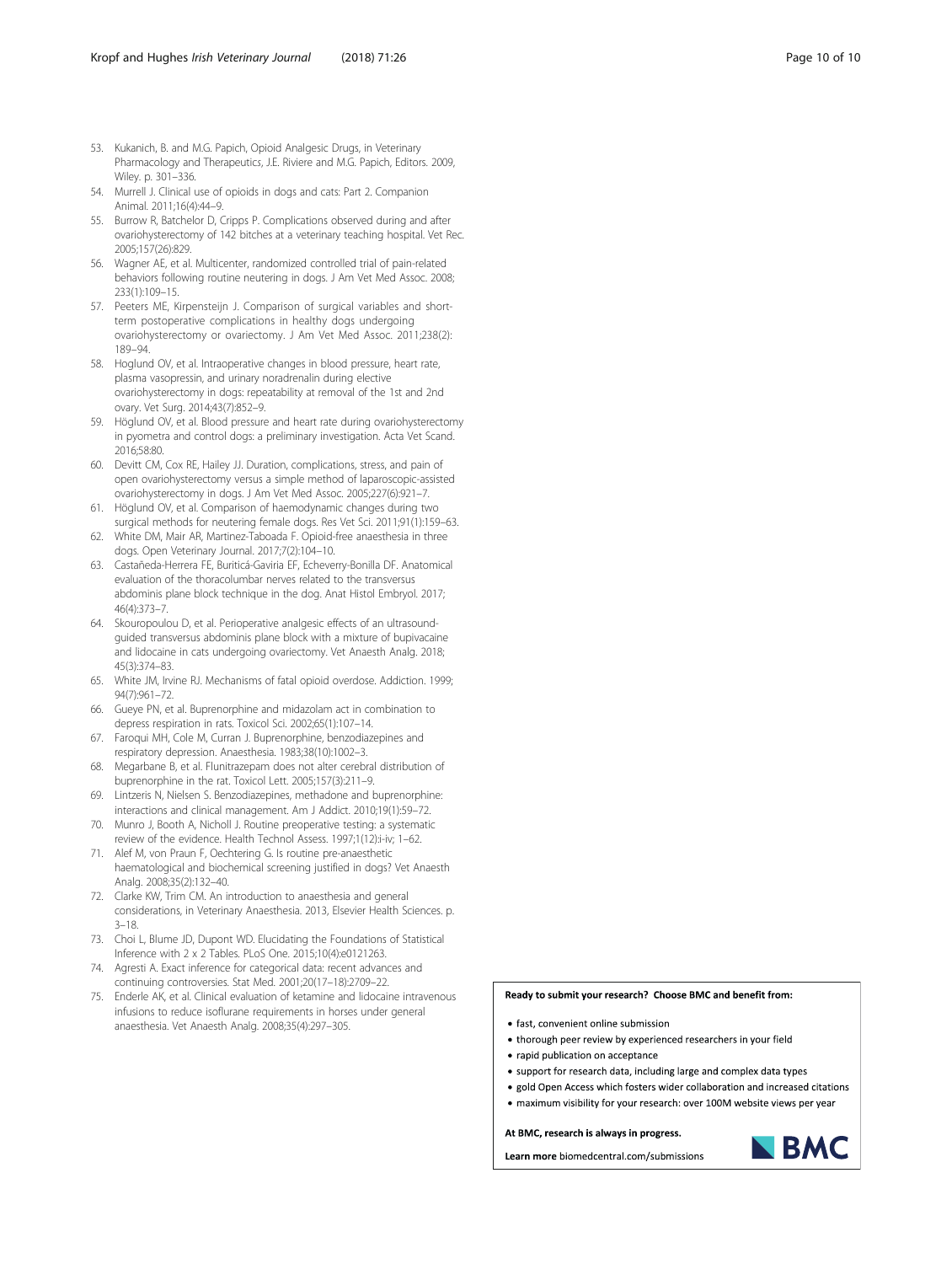53. Kukanich, B. and M.G. Papich, Opioid Analgesic Drugs, in Veterinary Pharmacology and Therapeutics, J.E. Riviere and M.G. Papich, Editors. 2009, Wiley. p. 301–336.
54. Murrell J. Clinical use of opioids in dogs and cats: Part 2. Companion Animal. 2011;16(4):44–9.
55. Burrow R, Batchelor D, Cripps P. Complications observed during and after ovariohysterectomy of 142 bitches at a veterinary teaching hospital. Vet Rec. 2005;157(26):829.
56. Wagner AE, et al. Multicenter, randomized controlled trial of pain-related behaviors following routine neutering in dogs. J Am Vet Med Assoc. 2008; 233(1):109–15.
57. Peeters ME, Kirpensteijn J. Comparison of surgical variables and short-term postoperative complications in healthy dogs undergoing ovariohysterectomy or ovariectomy. J Am Vet Med Assoc. 2011;238(2): 189–94.
58. Hoglund OV, et al. Intraoperative changes in blood pressure, heart rate, plasma vasopressin, and urinary noradrenalin during elective ovariohysterectomy in dogs: repeatability at removal of the 1st and 2nd ovary. Vet Surg. 2014;43(7):852–9.
59. Höglund OV, et al. Blood pressure and heart rate during ovariohysterectomy in pyometra and control dogs: a preliminary investigation. Acta Vet Scand. 2016;58:80.
60. Devitt CM, Cox RE, Hailey JJ. Duration, complications, stress, and pain of open ovariohysterectomy versus a simple method of laparoscopic-assisted ovariohysterectomy in dogs. J Am Vet Med Assoc. 2005;227(6):921–7.
61. Höglund OV, et al. Comparison of haemodynamic changes during two surgical methods for neutering female dogs. Res Vet Sci. 2011;91(1):159–63.
62. White DM, Mair AR, Martinez-Taboada F. Opioid-free anaesthesia in three dogs. Open Veterinary Journal. 2017;7(2):104–10.
63. Castañeda-Herrera FE, Buriticá-Gaviria EF, Echeverry-Bonilla DF. Anatomical evaluation of the thoracolumbar nerves related to the transversus abdominis plane block technique in the dog. Anat Histol Embryol. 2017; 46(4):373–7.
64. Skouropoulou D, et al. Perioperative analgesic effects of an ultrasound-guided transversus abdominis plane block with a mixture of bupivacaine and lidocaine in cats undergoing ovariectomy. Vet Anaesth Analg. 2018; 45(3):374–83.
65. White JM, Irvine RJ. Mechanisms of fatal opioid overdose. Addiction. 1999; 94(7):961–72.
66. Gueye PN, et al. Buprenorphine and midazolam act in combination to depress respiration in rats. Toxicol Sci. 2002;65(1):107–14.
67. Faroqui MH, Cole M, Curran J. Buprenorphine, benzodiazepines and respiratory depression. Anaesthesia. 1983;38(10):1002–3.
68. Megarbane B, et al. Flunitrazepam does not alter cerebral distribution of buprenorphine in the rat. Toxicol Lett. 2005;157(3):211–9.
69. Lintzeris N, Nielsen S. Benzodiazepines, methadone and buprenorphine: interactions and clinical management. Am J Addict. 2010;19(1):59–72.
70. Munro J, Booth A, Nicholl J. Routine preoperative testing: a systematic review of the evidence. Health Technol Assess. 1997;1(12):i-iv; 1–62.
71. Alef M, von Praun F, Oechtering G. Is routine pre-anaesthetic haematological and biochemical screening justified in dogs? Vet Anaesth Analg. 2008;35(2):132–40.
72. Clarke KW, Trim CM. An introduction to anaesthesia and general considerations, in Veterinary Anaesthesia. 2013, Elsevier Health Sciences. p. 3–18.
73. Choi L, Blume JD, Dupont WD. Elucidating the Foundations of Statistical Inference with 2 x 2 Tables. PLoS One. 2015;10(4):e0121263.
74. Agresti A. Exact inference for categorical data: recent advances and continuing controversies. Stat Med. 2001;20(17–18):2709–22.
75. Enderle AK, et al. Clinical evaluation of ketamine and lidocaine intravenous infusions to reduce isoflurane requirements in horses under general anaesthesia. Vet Anaesth Analg. 2008;35(4):297–305.

**Ready to submit your research? Choose BMC and benefit from:**

- fast, convenient online submission
- thorough peer review by experienced researchers in your field
- rapid publication on acceptance
- support for research data, including large and complex data types
- gold Open Access which fosters wider collaboration and increased citations
- maximum visibility for your research: over 100M website views per year

**At BMC, research is always in progress.**

**Learn more** biomedcentral.com/submissions

BMC